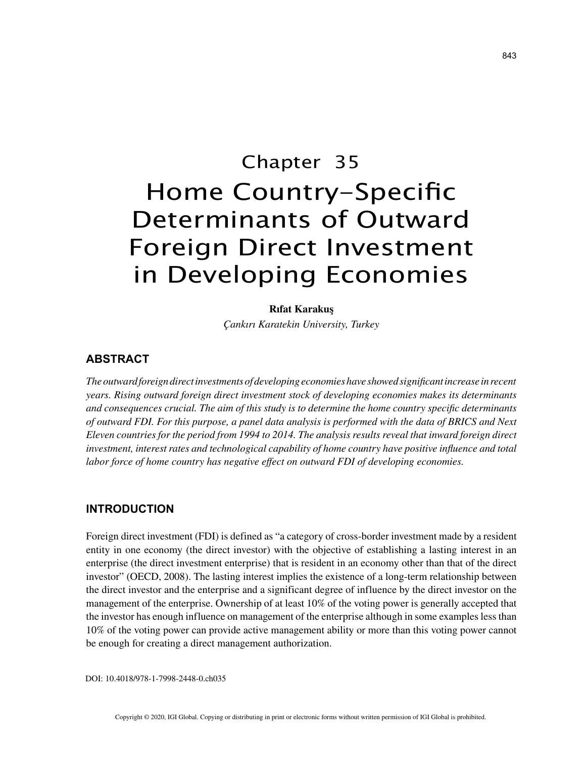# Chapter 35
# Home Country-Specific Determinants of Outward Foreign Direct Investment in Developing Economies

**Rıfat Karakuş**

*Çankırı Karatekin University, Turkey*

## ABSTRACT

*The outward foreign direct investments of developing economies have showed significant increase in recent years. Rising outward foreign direct investment stock of developing economies makes its determinants and consequences crucial. The aim of this study is to determine the home country specific determinants of outward FDI. For this purpose, a panel data analysis is performed with the data of BRICS and Next Eleven countries for the period from 1994 to 2014. The analysis results reveal that inward foreign direct investment, interest rates and technological capability of home country have positive influence and total labor force of home country has negative effect on outward FDI of developing economies.*

## INTRODUCTION

Foreign direct investment (FDI) is defined as "a category of cross-border investment made by a resident entity in one economy (the direct investor) with the objective of establishing a lasting interest in an enterprise (the direct investment enterprise) that is resident in an economy other than that of the direct investor" (OECD, 2008). The lasting interest implies the existence of a long-term relationship between the direct investor and the enterprise and a significant degree of influence by the direct investor on the management of the enterprise. Ownership of at least 10% of the voting power is generally accepted that the investor has enough influence on management of the enterprise although in some examples less than 10% of the voting power can provide active management ability or more than this voting power cannot be enough for creating a direct management authorization.

DOI: 10.4018/978-1-7998-2448-0.ch035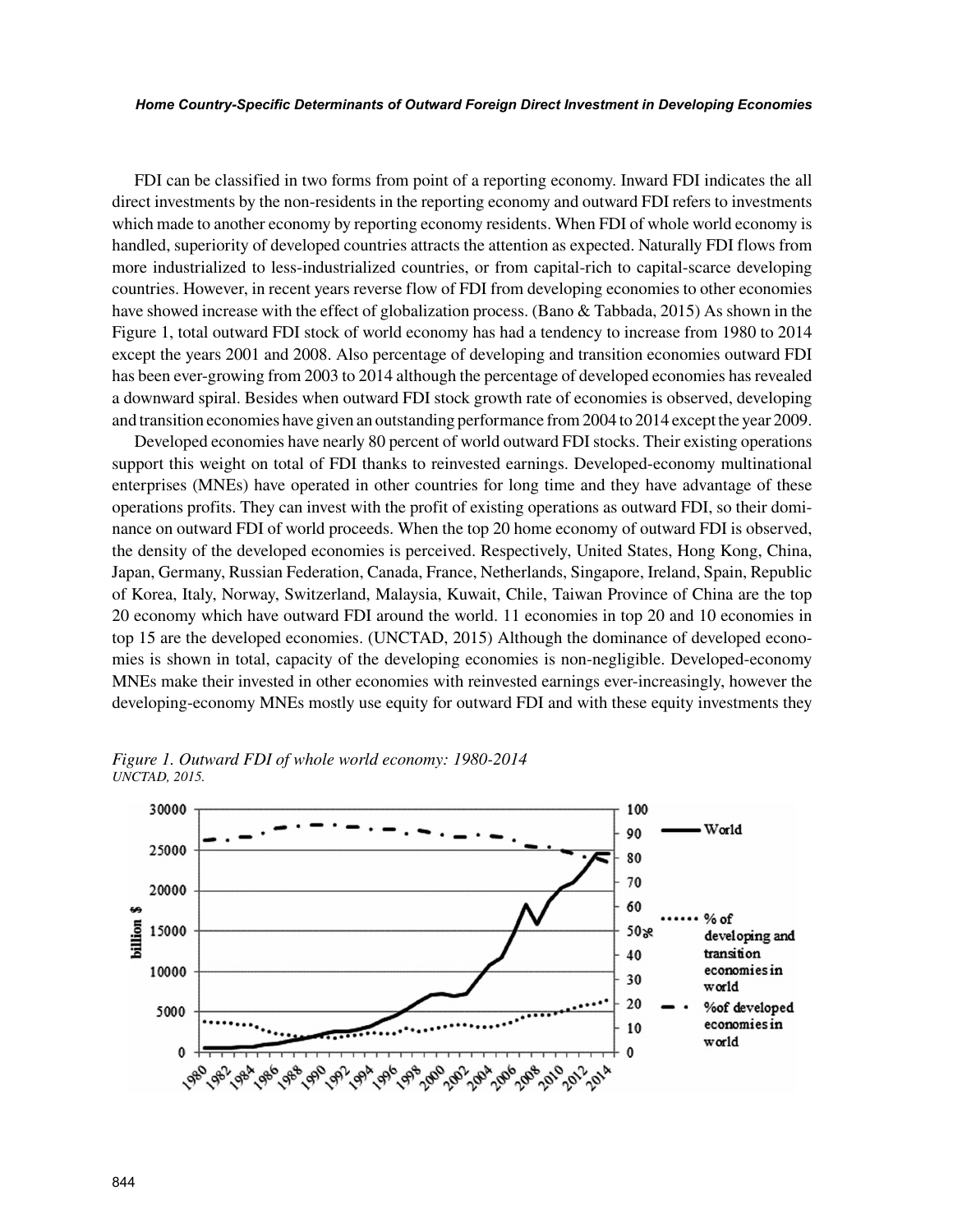FDI can be classified in two forms from point of a reporting economy. Inward FDI indicates the all direct investments by the non-residents in the reporting economy and outward FDI refers to investments which made to another economy by reporting economy residents. When FDI of whole world economy is handled, superiority of developed countries attracts the attention as expected. Naturally FDI flows from more industrialized to less-industrialized countries, or from capital-rich to capital-scarce developing countries. However, in recent years reverse flow of FDI from developing economies to other economies have showed increase with the effect of globalization process. (Bano & Tabbada, 2015) As shown in the Figure 1, total outward FDI stock of world economy has had a tendency to increase from 1980 to 2014 except the years 2001 and 2008. Also percentage of developing and transition economies outward FDI has been ever-growing from 2003 to 2014 although the percentage of developed economies has revealed a downward spiral. Besides when outward FDI stock growth rate of economies is observed, developing and transition economies have given an outstanding performance from 2004 to 2014 except the year 2009.

Developed economies have nearly 80 percent of world outward FDI stocks. Their existing operations support this weight on total of FDI thanks to reinvested earnings. Developed-economy multinational enterprises (MNEs) have operated in other countries for long time and they have advantage of these operations profits. They can invest with the profit of existing operations as outward FDI, so their dominance on outward FDI of world proceeds. When the top 20 home economy of outward FDI is observed, the density of the developed economies is perceived. Respectively, United States, Hong Kong, China, Japan, Germany, Russian Federation, Canada, France, Netherlands, Singapore, Ireland, Spain, Republic of Korea, Italy, Norway, Switzerland, Malaysia, Kuwait, Chile, Taiwan Province of China are the top 20 economy which have outward FDI around the world. 11 economies in top 20 and 10 economies in top 15 are the developed economies. (UNCTAD, 2015) Although the dominance of developed economies is shown in total, capacity of the developing economies is non-negligible. Developed-economy MNEs make their invested in other economies with reinvested earnings ever-increasingly, however the developing-economy MNEs mostly use equity for outward FDI and with these equity investments they

*Figure 1. Outward FDI of whole world economy: 1980-2014*
*UNCTAD, 2015.*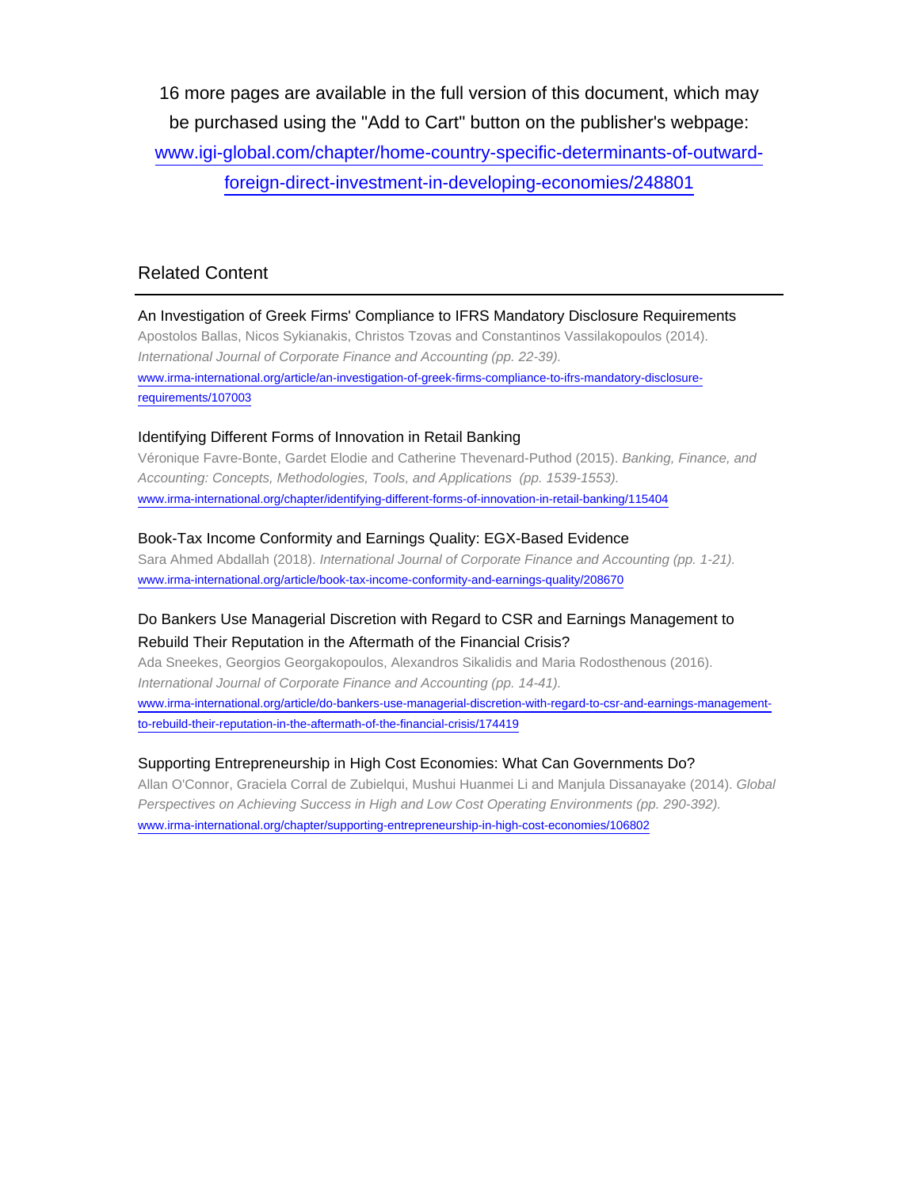16 more pages are available in the full version of this document, which may be purchased using the "Add to Cart" button on the publisher's webpage: www.igi-global.com/chapter/home-country-specific-determinants-of-outward-foreign-direct-investment-in-developing-economies/248801

## Related Content

An Investigation of Greek Firms' Compliance to IFRS Mandatory Disclosure Requirements
Apostolos Ballas, Nicos Sykianakis, Christos Tzovas and Constantinos Vassilakopoulos (2014). *International Journal of Corporate Finance and Accounting (pp. 22-39).*
www.irma-international.org/article/an-investigation-of-greek-firms-compliance-to-ifrs-mandatory-disclosure-requirements/107003

Identifying Different Forms of Innovation in Retail Banking
Véronique Favre-Bonte, Gardet Elodie and Catherine Thevenard-Puthod (2015). *Banking, Finance, and Accounting: Concepts, Methodologies, Tools, and Applications (pp. 1539-1553).*
www.irma-international.org/chapter/identifying-different-forms-of-innovation-in-retail-banking/115404

Book-Tax Income Conformity and Earnings Quality: EGX-Based Evidence
Sara Ahmed Abdallah (2018). *International Journal of Corporate Finance and Accounting (pp. 1-21).*
www.irma-international.org/article/book-tax-income-conformity-and-earnings-quality/208670

Do Bankers Use Managerial Discretion with Regard to CSR and Earnings Management to Rebuild Their Reputation in the Aftermath of the Financial Crisis?
Ada Sneekes, Georgios Georgakopoulos, Alexandros Sikalidis and Maria Rodosthenous (2016). *International Journal of Corporate Finance and Accounting (pp. 14-41).*
www.irma-international.org/article/do-bankers-use-managerial-discretion-with-regard-to-csr-and-earnings-management-to-rebuild-their-reputation-in-the-aftermath-of-the-financial-crisis/174419

Supporting Entrepreneurship in High Cost Economies: What Can Governments Do?
Allan O'Connor, Graciela Corral de Zubielqui, Mushui Huanmei Li and Manjula Dissanayake (2014). *Global Perspectives on Achieving Success in High and Low Cost Operating Environments (pp. 290-392).*
www.irma-international.org/chapter/supporting-entrepreneurship-in-high-cost-economies/106802